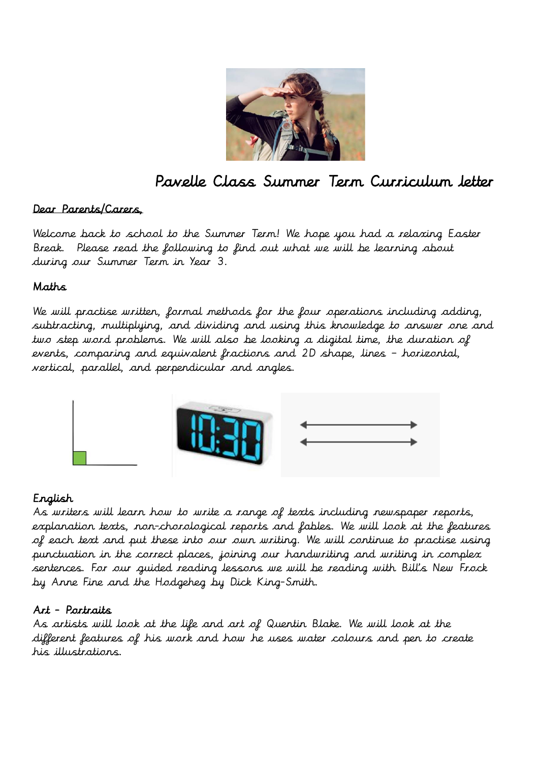# Pavelle Class Summer Term Curriculum letter

Dear Parents/Carers,

Welcome back to school to the Summer Term! We hope you had a relaxing Easter Break. Please read the following to find out what we will be learning about during our Summer Term in Year 3.

## Maths

We will practise written, formal methods for the four operations including adding, subtracting, multiplying, and dividing and using this knowledge to answer one and two step word problems. We will also be looking a digital time, the duration of events, comparing and equivalent fractions and 2D shape, lines – horizontal, vertical, parallel, and perpendicular and angles.

## English

As writers will learn how to write a range of texts including newspaper reports, explanation texts, non-chorological reports and fables. We will look at the features of each text and put these into our own writing. We will continue to practise using punctuation in the correct places, joining our handwriting and writing in complex sentences. For our guided reading lessons we will be reading with Bill's New Frock by Anne Fine and the Hodgeheg by Dick King-Smith.

## Art – Portraits

As artists will look at the life and art of Quentin Blake. We will look at the different features of his work and how he uses water colours and pen to create his illustrations.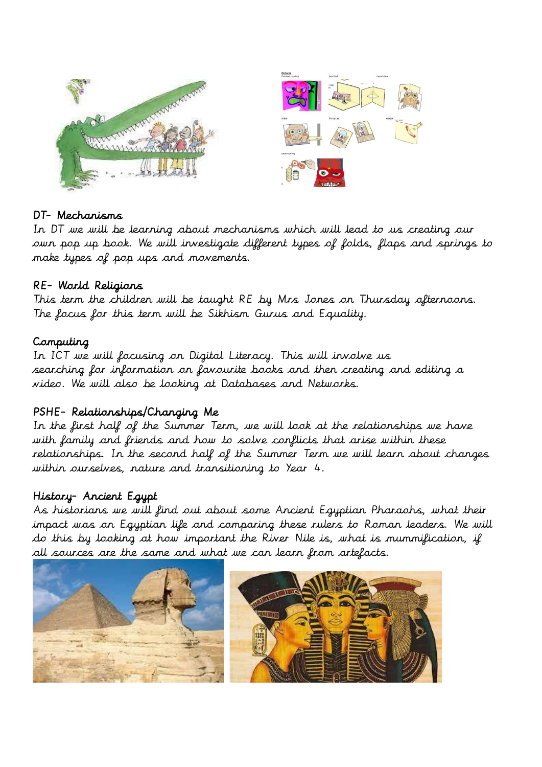## DT- Mechanisms

In DT we will be learning about mechanisms which will lead to us creating our own pop up book. We will investigate different types of folds, flaps and springs to make types of pop ups and movements.

## RE- World Religions

This term the children will be taught RE by Mrs Jones on Thursday afternoons. The focus for this term will be Sikhism Gurus and Equality.

## Computing

In ICT we will focusing on Digital Literacy. This will involve us searching for information on favourite books and then creating and editing a video. We will also be looking at Databases and Networks.

## PSHE- Relationships/Changing Me

In the first half of the Summer Term, we will look at the relationships we have with family and friends and how to solve conflicts that arise within these relationships. In the second half of the Summer Term we will learn about changes within ourselves, nature and transitioning to Year 4.

## History- Ancient Egypt

As historians we will find out about some Ancient Egyptian Pharaohs, what their impact was on Egyptian life and comparing these rulers to Roman leaders. We will do this by looking at how important the River Nile is, what is mummification, if all sources are the same and what we can learn from artefacts.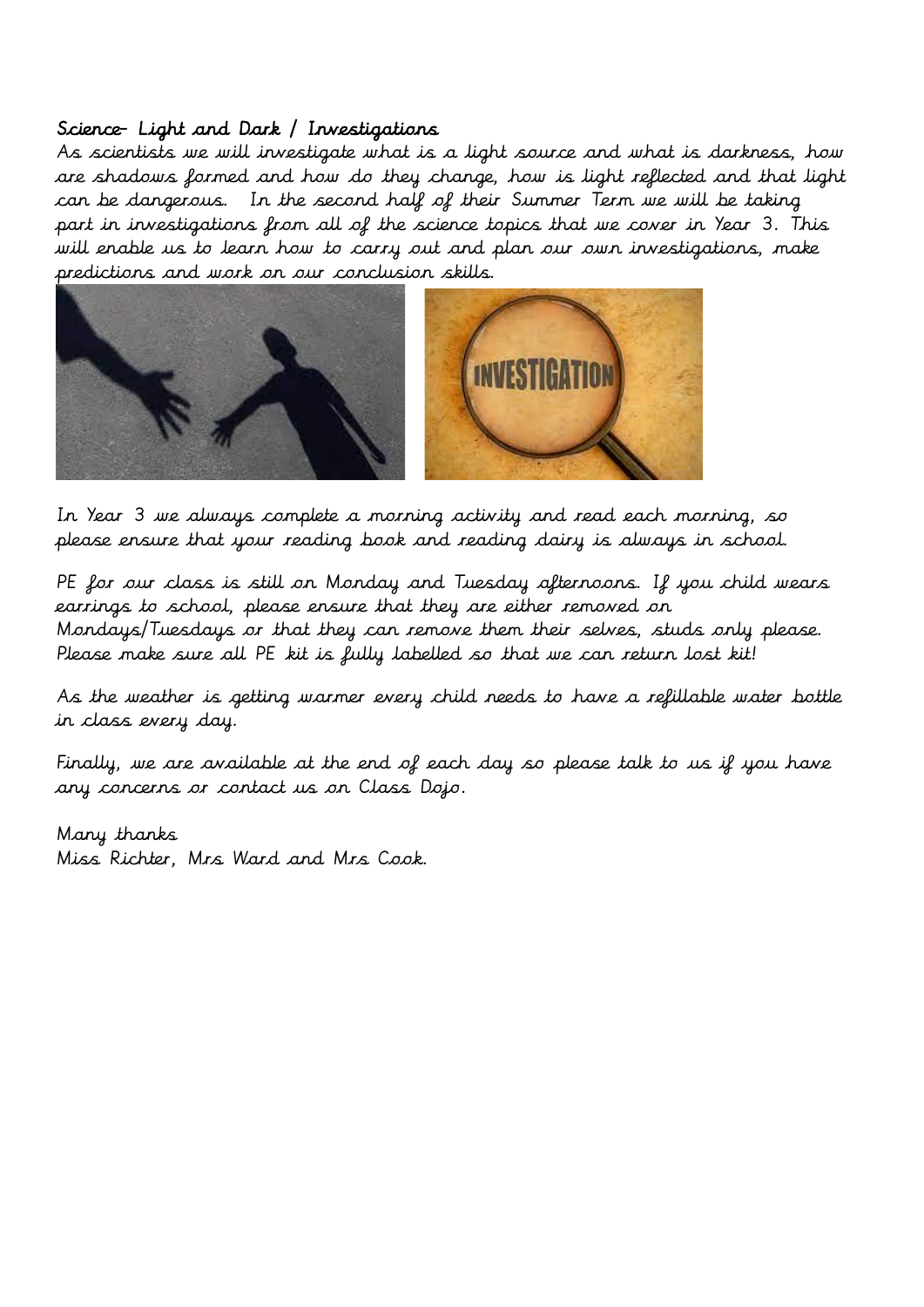**Science- Light and Dark / Investigations**

As scientists we will investigate what is a light source and what is darkness, how are shadows formed and how do they change, how is light reflected and that light can be dangerous. In the second half of their Summer Term we will be taking part in investigations from all of the science topics that we cover in Year 3. This will enable us to learn how to carry out and plan our own investigations, make predictions and work on our conclusion skills.

In Year 3 we always complete a morning activity and read each morning, so please ensure that your reading book and reading dairy is always in school.

PE for our class is still on Monday and Tuesday afternoons. If you child wears earrings to school, please ensure that they are either removed on Mondays/Tuesdays or that they can remove them their selves, studs only please. Please make sure all PE kit is fully labelled so that we can return lost kit!

As the weather is getting warmer every child needs to have a refillable water bottle in class every day.

Finally, we are available at the end of each day so please talk to us if you have any concerns or contact us on Class Dojo.

Many thanks
Miss Richter, Mrs Ward and Mrs Cook.